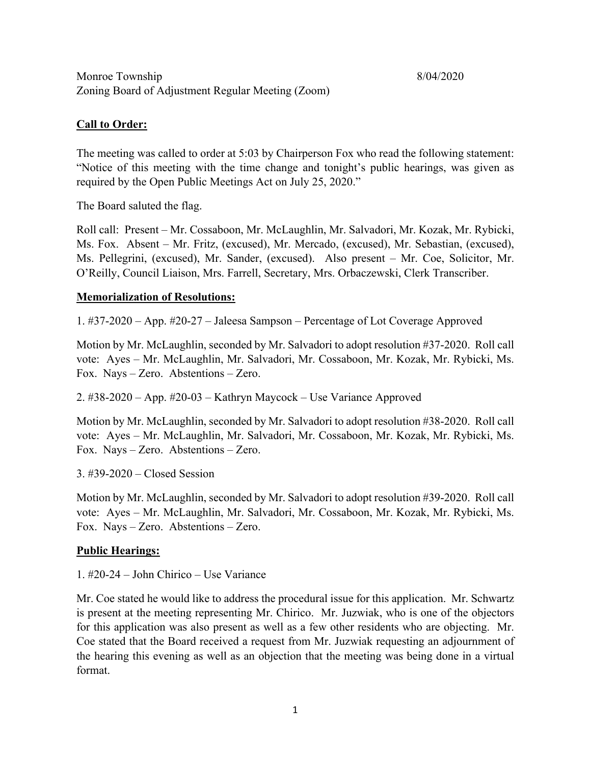Monroe Township 8/04/2020
Zoning Board of Adjustment Regular Meeting (Zoom)

**Call to Order:**

The meeting was called to order at 5:03 by Chairperson Fox who read the following statement: "Notice of this meeting with the time change and tonight's public hearings, was given as required by the Open Public Meetings Act on July 25, 2020."

The Board saluted the flag.

Roll call: Present – Mr. Cossaboon, Mr. McLaughlin, Mr. Salvadori, Mr. Kozak, Mr. Rybicki, Ms. Fox. Absent – Mr. Fritz, (excused), Mr. Mercado, (excused), Mr. Sebastian, (excused), Ms. Pellegrini, (excused), Mr. Sander, (excused). Also present – Mr. Coe, Solicitor, Mr. O'Reilly, Council Liaison, Mrs. Farrell, Secretary, Mrs. Orbaczewski, Clerk Transcriber.

**Memorialization of Resolutions:**

1. #37-2020 – App. #20-27 – Jaleesa Sampson – Percentage of Lot Coverage Approved

Motion by Mr. McLaughlin, seconded by Mr. Salvadori to adopt resolution #37-2020. Roll call vote: Ayes – Mr. McLaughlin, Mr. Salvadori, Mr. Cossaboon, Mr. Kozak, Mr. Rybicki, Ms. Fox. Nays – Zero. Abstentions – Zero.

2. #38-2020 – App. #20-03 – Kathryn Maycock – Use Variance Approved

Motion by Mr. McLaughlin, seconded by Mr. Salvadori to adopt resolution #38-2020. Roll call vote: Ayes – Mr. McLaughlin, Mr. Salvadori, Mr. Cossaboon, Mr. Kozak, Mr. Rybicki, Ms. Fox. Nays – Zero. Abstentions – Zero.

3. #39-2020 – Closed Session

Motion by Mr. McLaughlin, seconded by Mr. Salvadori to adopt resolution #39-2020. Roll call vote: Ayes – Mr. McLaughlin, Mr. Salvadori, Mr. Cossaboon, Mr. Kozak, Mr. Rybicki, Ms. Fox. Nays – Zero. Abstentions – Zero.

**Public Hearings:**

1. #20-24 – John Chirico – Use Variance

Mr. Coe stated he would like to address the procedural issue for this application. Mr. Schwartz is present at the meeting representing Mr. Chirico. Mr. Juzwiak, who is one of the objectors for this application was also present as well as a few other residents who are objecting. Mr. Coe stated that the Board received a request from Mr. Juzwiak requesting an adjournment of the hearing this evening as well as an objection that the meeting was being done in a virtual format.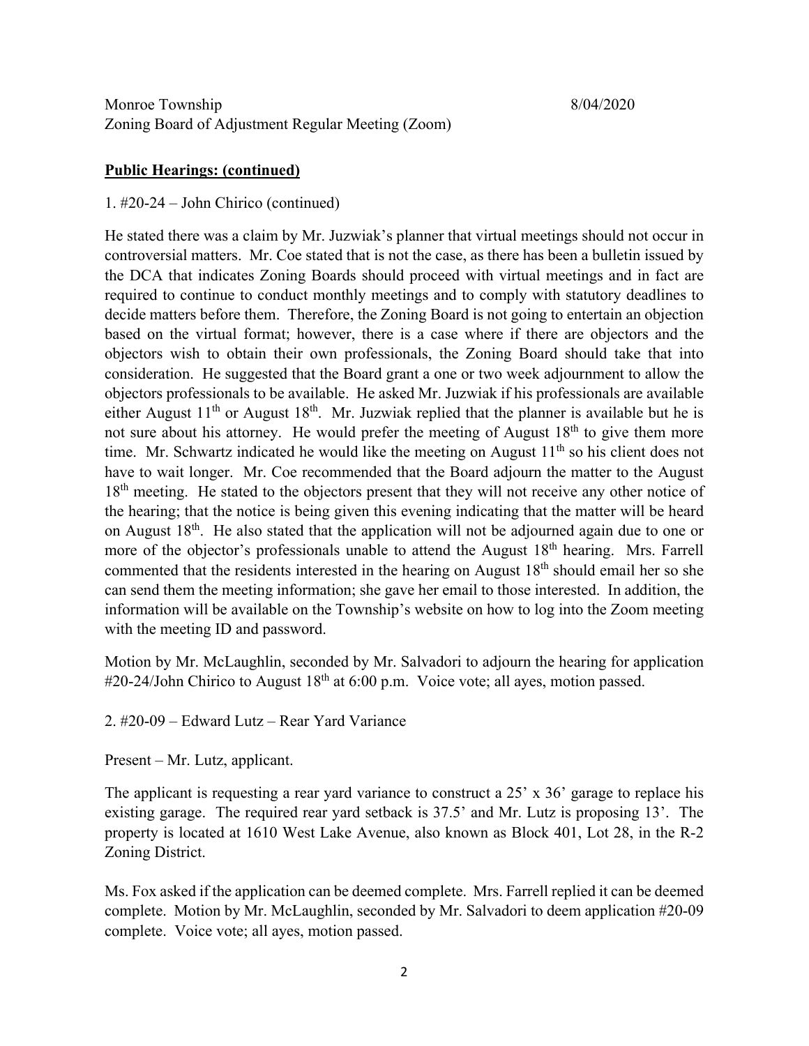Monroe Township 8/04/2020
Zoning Board of Adjustment Regular Meeting (Zoom)

**Public Hearings: (continued)**

1. #20-24 – John Chirico (continued)

He stated there was a claim by Mr. Juzwiak's planner that virtual meetings should not occur in controversial matters. Mr. Coe stated that is not the case, as there has been a bulletin issued by the DCA that indicates Zoning Boards should proceed with virtual meetings and in fact are required to continue to conduct monthly meetings and to comply with statutory deadlines to decide matters before them. Therefore, the Zoning Board is not going to entertain an objection based on the virtual format; however, there is a case where if there are objectors and the objectors wish to obtain their own professionals, the Zoning Board should take that into consideration. He suggested that the Board grant a one or two week adjournment to allow the objectors professionals to be available. He asked Mr. Juzwiak if his professionals are available either August 11th or August 18th. Mr. Juzwiak replied that the planner is available but he is not sure about his attorney. He would prefer the meeting of August 18th to give them more time. Mr. Schwartz indicated he would like the meeting on August 11th so his client does not have to wait longer. Mr. Coe recommended that the Board adjourn the matter to the August 18th meeting. He stated to the objectors present that they will not receive any other notice of the hearing; that the notice is being given this evening indicating that the matter will be heard on August 18th. He also stated that the application will not be adjourned again due to one or more of the objector's professionals unable to attend the August 18th hearing. Mrs. Farrell commented that the residents interested in the hearing on August 18th should email her so she can send them the meeting information; she gave her email to those interested. In addition, the information will be available on the Township's website on how to log into the Zoom meeting with the meeting ID and password.

Motion by Mr. McLaughlin, seconded by Mr. Salvadori to adjourn the hearing for application #20-24/John Chirico to August 18th at 6:00 p.m. Voice vote; all ayes, motion passed.

2. #20-09 – Edward Lutz – Rear Yard Variance

Present – Mr. Lutz, applicant.

The applicant is requesting a rear yard variance to construct a 25' x 36' garage to replace his existing garage. The required rear yard setback is 37.5' and Mr. Lutz is proposing 13'. The property is located at 1610 West Lake Avenue, also known as Block 401, Lot 28, in the R-2 Zoning District.

Ms. Fox asked if the application can be deemed complete. Mrs. Farrell replied it can be deemed complete. Motion by Mr. McLaughlin, seconded by Mr. Salvadori to deem application #20-09 complete. Voice vote; all ayes, motion passed.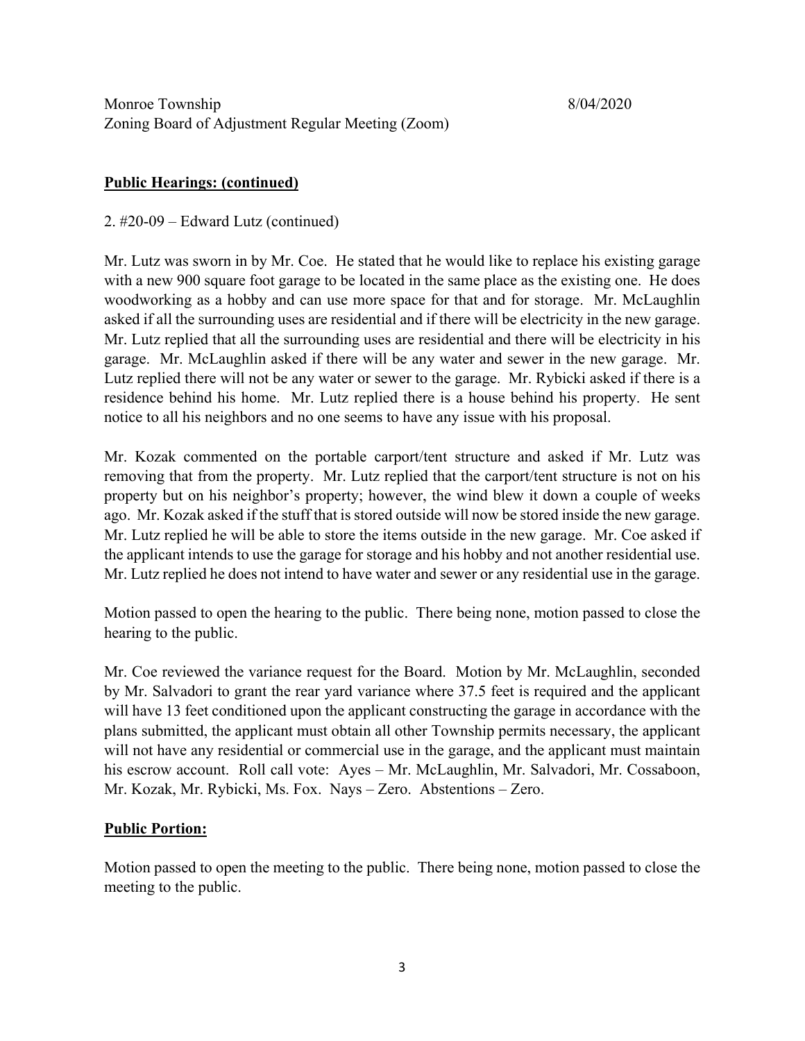Monroe Township 8/04/2020
Zoning Board of Adjustment Regular Meeting (Zoom)

**Public Hearings: (continued)**

2. #20-09 – Edward Lutz (continued)

Mr. Lutz was sworn in by Mr. Coe. He stated that he would like to replace his existing garage with a new 900 square foot garage to be located in the same place as the existing one. He does woodworking as a hobby and can use more space for that and for storage. Mr. McLaughlin asked if all the surrounding uses are residential and if there will be electricity in the new garage. Mr. Lutz replied that all the surrounding uses are residential and there will be electricity in his garage. Mr. McLaughlin asked if there will be any water and sewer in the new garage. Mr. Lutz replied there will not be any water or sewer to the garage. Mr. Rybicki asked if there is a residence behind his home. Mr. Lutz replied there is a house behind his property. He sent notice to all his neighbors and no one seems to have any issue with his proposal.

Mr. Kozak commented on the portable carport/tent structure and asked if Mr. Lutz was removing that from the property. Mr. Lutz replied that the carport/tent structure is not on his property but on his neighbor's property; however, the wind blew it down a couple of weeks ago. Mr. Kozak asked if the stuff that is stored outside will now be stored inside the new garage. Mr. Lutz replied he will be able to store the items outside in the new garage. Mr. Coe asked if the applicant intends to use the garage for storage and his hobby and not another residential use. Mr. Lutz replied he does not intend to have water and sewer or any residential use in the garage.

Motion passed to open the hearing to the public. There being none, motion passed to close the hearing to the public.

Mr. Coe reviewed the variance request for the Board. Motion by Mr. McLaughlin, seconded by Mr. Salvadori to grant the rear yard variance where 37.5 feet is required and the applicant will have 13 feet conditioned upon the applicant constructing the garage in accordance with the plans submitted, the applicant must obtain all other Township permits necessary, the applicant will not have any residential or commercial use in the garage, and the applicant must maintain his escrow account. Roll call vote: Ayes – Mr. McLaughlin, Mr. Salvadori, Mr. Cossaboon, Mr. Kozak, Mr. Rybicki, Ms. Fox. Nays – Zero. Abstentions – Zero.

**Public Portion:**

Motion passed to open the meeting to the public. There being none, motion passed to close the meeting to the public.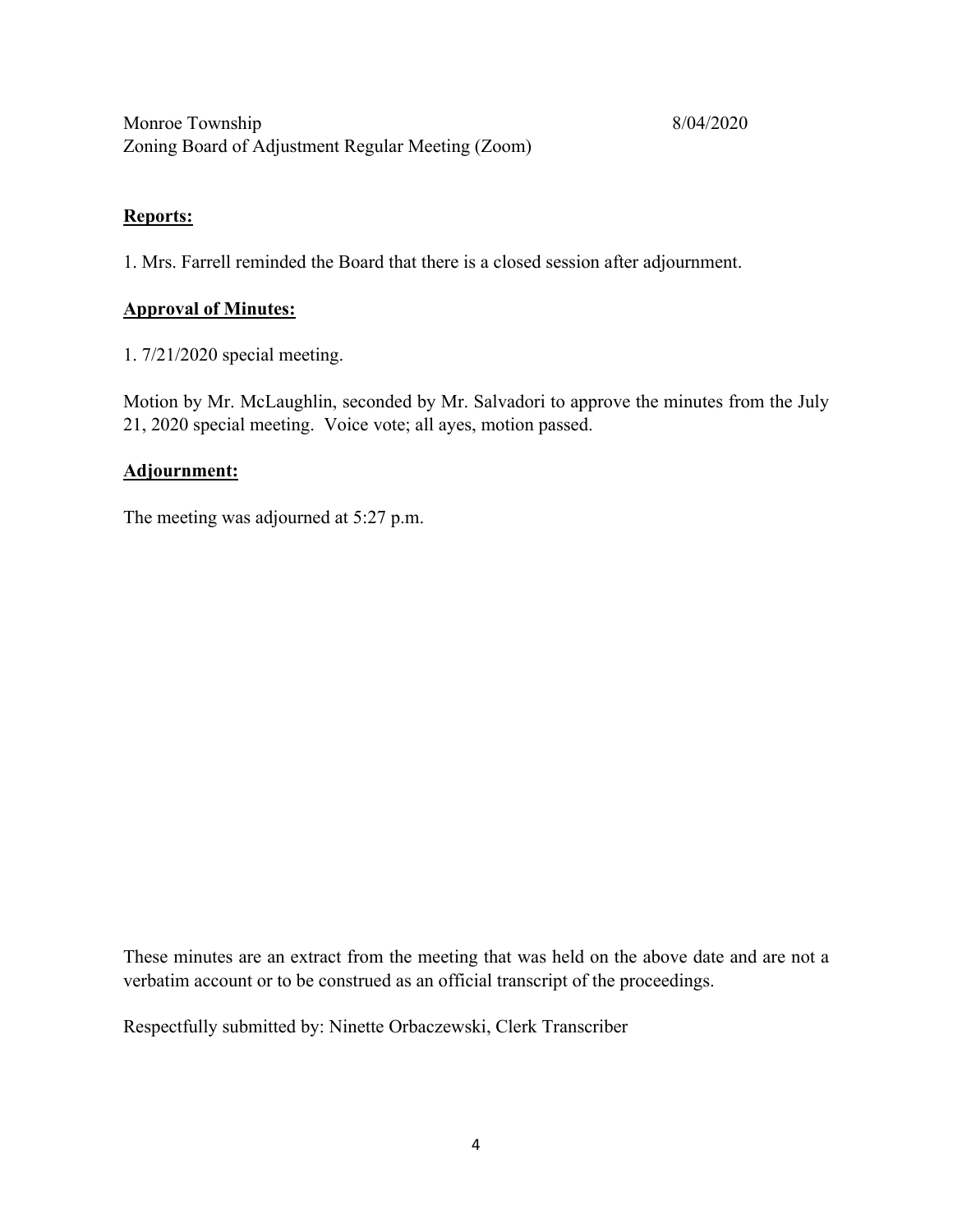Monroe Township 8/04/2020
Zoning Board of Adjustment Regular Meeting (Zoom)

**Reports:**

1. Mrs. Farrell reminded the Board that there is a closed session after adjournment.

**Approval of Minutes:**

1. 7/21/2020 special meeting.

Motion by Mr. McLaughlin, seconded by Mr. Salvadori to approve the minutes from the July 21, 2020 special meeting. Voice vote; all ayes, motion passed.

**Adjournment:**

The meeting was adjourned at 5:27 p.m.

These minutes are an extract from the meeting that was held on the above date and are not a verbatim account or to be construed as an official transcript of the proceedings.

Respectfully submitted by: Ninette Orbaczewski, Clerk Transcriber